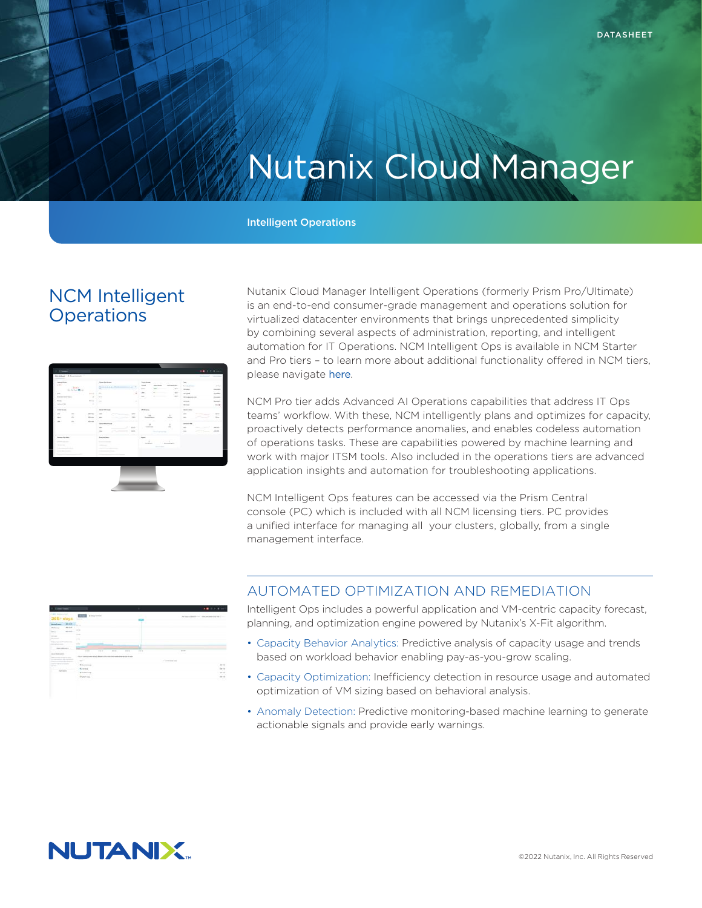DATASHEET

# Nutanix Cloud Manager

Intelligent Operations

## NCM Intelligent Operations

Nutanix Cloud Manager Intelligent Operations (formerly Prism Pro/Ultimate) is an end-to-end consumer-grade management and operations solution for virtualized datacenter environments that brings unprecedented simplicity by combining several aspects of administration, reporting, and intelligent automation for IT Operations. NCM Intelligent Ops is available in NCM Starter and Pro tiers – to learn more about additional functionality offered in NCM tiers, please navigate here.

NCM Pro tier adds Advanced AI Operations capabilities that address IT Ops teams' workflow. With these, NCM intelligently plans and optimizes for capacity, proactively detects performance anomalies, and enables codeless automation of operations tasks. These are capabilities powered by machine learning and work with major ITSM tools. Also included in the operations tiers are advanced application insights and automation for troubleshooting applications.

NCM Intelligent Ops features can be accessed via the Prism Central console (PC) which is included with all NCM licensing tiers. PC provides a unified interface for managing all your clusters, globally, from a single management interface.

## AUTOMATED OPTIMIZATION AND REMEDIATION

Intelligent Ops includes a powerful application and VM-centric capacity forecast, planning, and optimization engine powered by Nutanix's X-Fit algorithm.

- Capacity Behavior Analytics: Predictive analysis of capacity usage and trends based on workload behavior enabling pay-as-you-grow scaling.
- Capacity Optimization: Inefficiency detection in resource usage and automated optimization of VM sizing based on behavioral analysis.
- Anomaly Detection: Predictive monitoring-based machine learning to generate actionable signals and provide early warnings.

©2022 Nutanix, Inc. All Rights Reserved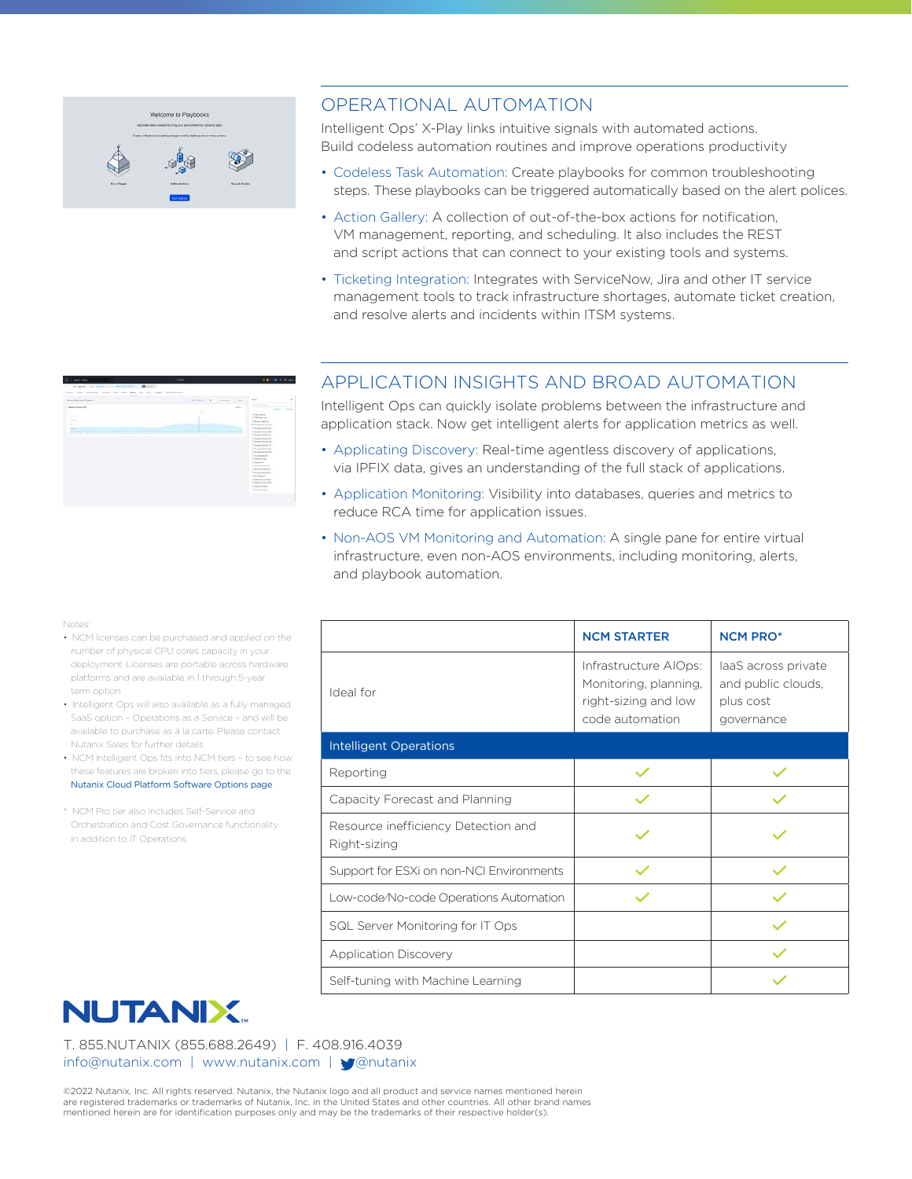## OPERATIONAL AUTOMATION

Intelligent Ops' X-Play links intuitive signals with automated actions. Build codeless automation routines and improve operations productivity

- Codeless Task Automation: Create playbooks for common troubleshooting steps. These playbooks can be triggered automatically based on the alert polices.
- Action Gallery: A collection of out-of-the-box actions for notification, VM management, reporting, and scheduling. It also includes the REST and script actions that can connect to your existing tools and systems.
- Ticketing Integration: Integrates with ServiceNow, Jira and other IT service management tools to track infrastructure shortages, automate ticket creation, and resolve alerts and incidents within ITSM systems.

## APPLICATION INSIGHTS AND BROAD AUTOMATION

Intelligent Ops can quickly isolate problems between the infrastructure and application stack. Now get intelligent alerts for application metrics as well.

- Applicating Discovery: Real-time agentless discovery of applications, via IPFIX data, gives an understanding of the full stack of applications.
- Application Monitoring: Visibility into databases, queries and metrics to reduce RCA time for application issues.
- Non-AOS VM Monitoring and Automation: A single pane for entire virtual infrastructure, even non-AOS environments, including monitoring, alerts, and playbook automation.

Notes:

- NCM licenses can be purchased and applied on the number of physical CPU cores capacity in your deployment. Licenses are portable across hardware platforms and are available in 1 through 5-year term option
- Intelligent Ops will also available as a fully managed SaaS option - Operations as a Service - and will be available to purchase as a la carte. Please contact Nutanix Sales for further details
- NCM Intelligent Ops fits into NCM tiers – to see how these features are broken into tiers, please go to the Nutanix Cloud Platform Software Options page

\* NCM Pro tier also includes Self-Service and Orchestration and Cost Governance functionality in addition to IT Operations

| | NCM STARTER | NCM PRO* |
|---|---|---|
| Ideal for | Infrastructure AIOps: Monitoring, planning, right-sizing and low code automation | IaaS across private and public clouds, plus cost governance |
| **Intelligent Operations** | | |
| Reporting | ✓ | ✓ |
| Capacity Forecast and Planning | ✓ | ✓ |
| Resource inefficiency Detection and Right-sizing | ✓ | ✓ |
| Support for ESXi on non-NCI Environments | ✓ | ✓ |
| Low-code/No-code Operations Automation | ✓ | ✓ |
| SQL Server Monitoring for IT Ops | | ✓ |
| Application Discovery | | ✓ |
| Self-tuning with Machine Learning | | ✓ |

NUTANIX

T. 855.NUTANIX (855.688.2649) | F. 408.916.4039
info@nutanix.com | www.nutanix.com | @nutanix

©2022 Nutanix, Inc. All rights reserved. Nutanix, the Nutanix logo and all product and service names mentioned herein are registered trademarks or trademarks of Nutanix, Inc. in the United States and other countries. All other brand names mentioned herein are for identification purposes only and may be the trademarks of their respective holder(s).